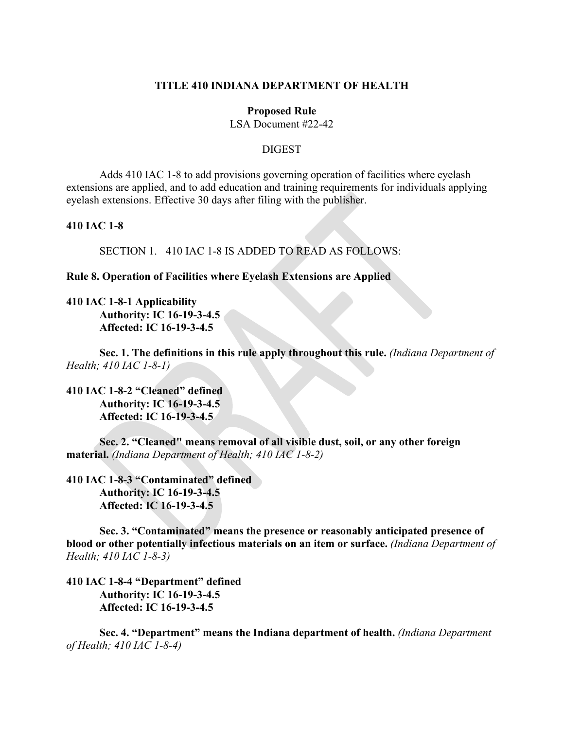**TITLE 410 INDIANA DEPARTMENT OF HEALTH**

**Proposed Rule**
LSA Document #22-42

DIGEST

Adds 410 IAC 1-8 to add provisions governing operation of facilities where eyelash extensions are applied, and to add education and training requirements for individuals applying eyelash extensions. Effective 30 days after filing with the publisher.

**410 IAC 1-8**

SECTION 1. 410 IAC 1-8 IS ADDED TO READ AS FOLLOWS:

**Rule 8. Operation of Facilities where Eyelash Extensions are Applied**

**410 IAC 1-8-1 Applicability**
**Authority: IC 16-19-3-4.5**
**Affected: IC 16-19-3-4.5**

**Sec. 1. The definitions in this rule apply throughout this rule.** *(Indiana Department of Health; 410 IAC 1-8-1)*

**410 IAC 1-8-2 "Cleaned" defined**
**Authority: IC 16-19-3-4.5**
**Affected: IC 16-19-3-4.5**

**Sec. 2. "Cleaned" means removal of all visible dust, soil, or any other foreign material.** *(Indiana Department of Health; 410 IAC 1-8-2)*

**410 IAC 1-8-3 "Contaminated" defined**
**Authority: IC 16-19-3-4.5**
**Affected: IC 16-19-3-4.5**

**Sec. 3. "Contaminated" means the presence or reasonably anticipated presence of blood or other potentially infectious materials on an item or surface.** *(Indiana Department of Health; 410 IAC 1-8-3)*

**410 IAC 1-8-4 "Department" defined**
**Authority: IC 16-19-3-4.5**
**Affected: IC 16-19-3-4.5**

**Sec. 4. "Department" means the Indiana department of health.** *(Indiana Department of Health; 410 IAC 1-8-4)*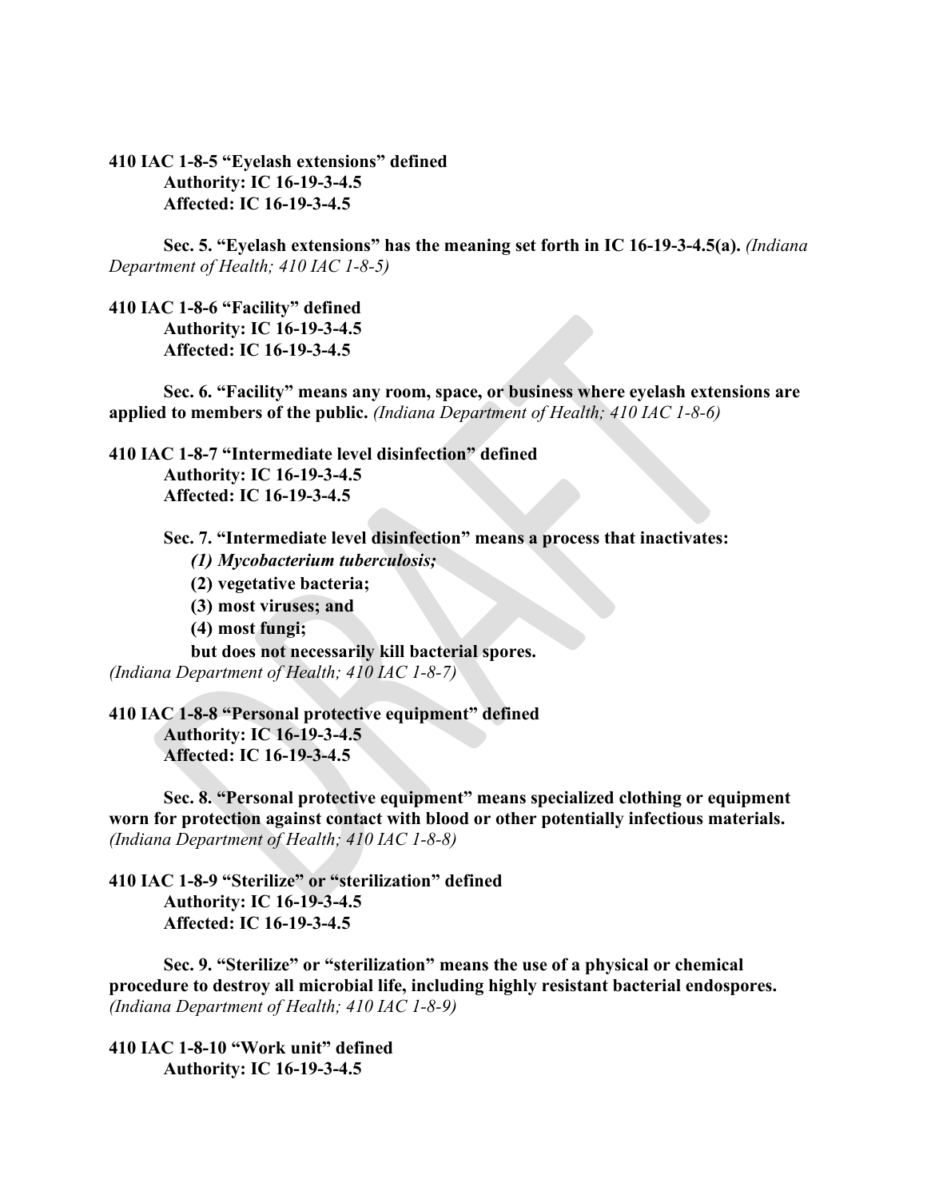**410 IAC 1-8-5 "Eyelash extensions" defined**
**Authority: IC 16-19-3-4.5**
**Affected: IC 16-19-3-4.5**

**Sec. 5. "Eyelash extensions" has the meaning set forth in IC 16-19-3-4.5(a).** *(Indiana Department of Health; 410 IAC 1-8-5)*

**410 IAC 1-8-6 "Facility" defined**
**Authority: IC 16-19-3-4.5**
**Affected: IC 16-19-3-4.5**

**Sec. 6. "Facility" means any room, space, or business where eyelash extensions are applied to members of the public.** *(Indiana Department of Health; 410 IAC 1-8-6)*

**410 IAC 1-8-7 "Intermediate level disinfection" defined**
**Authority: IC 16-19-3-4.5**
**Affected: IC 16-19-3-4.5**

**Sec. 7. "Intermediate level disinfection" means a process that inactivates:**

***(1) Mycobacterium tuberculosis;***
**(2) vegetative bacteria;**
**(3) most viruses; and**
**(4) most fungi;**

**but does not necessarily kill bacterial spores.**
*(Indiana Department of Health; 410 IAC 1-8-7)*

**410 IAC 1-8-8 "Personal protective equipment" defined**
**Authority: IC 16-19-3-4.5**
**Affected: IC 16-19-3-4.5**

**Sec. 8. "Personal protective equipment" means specialized clothing or equipment worn for protection against contact with blood or other potentially infectious materials.** *(Indiana Department of Health; 410 IAC 1-8-8)*

**410 IAC 1-8-9 "Sterilize" or "sterilization" defined**
**Authority: IC 16-19-3-4.5**
**Affected: IC 16-19-3-4.5**

**Sec. 9. "Sterilize" or "sterilization" means the use of a physical or chemical procedure to destroy all microbial life, including highly resistant bacterial endospores.** *(Indiana Department of Health; 410 IAC 1-8-9)*

**410 IAC 1-8-10 "Work unit" defined**
**Authority: IC 16-19-3-4.5**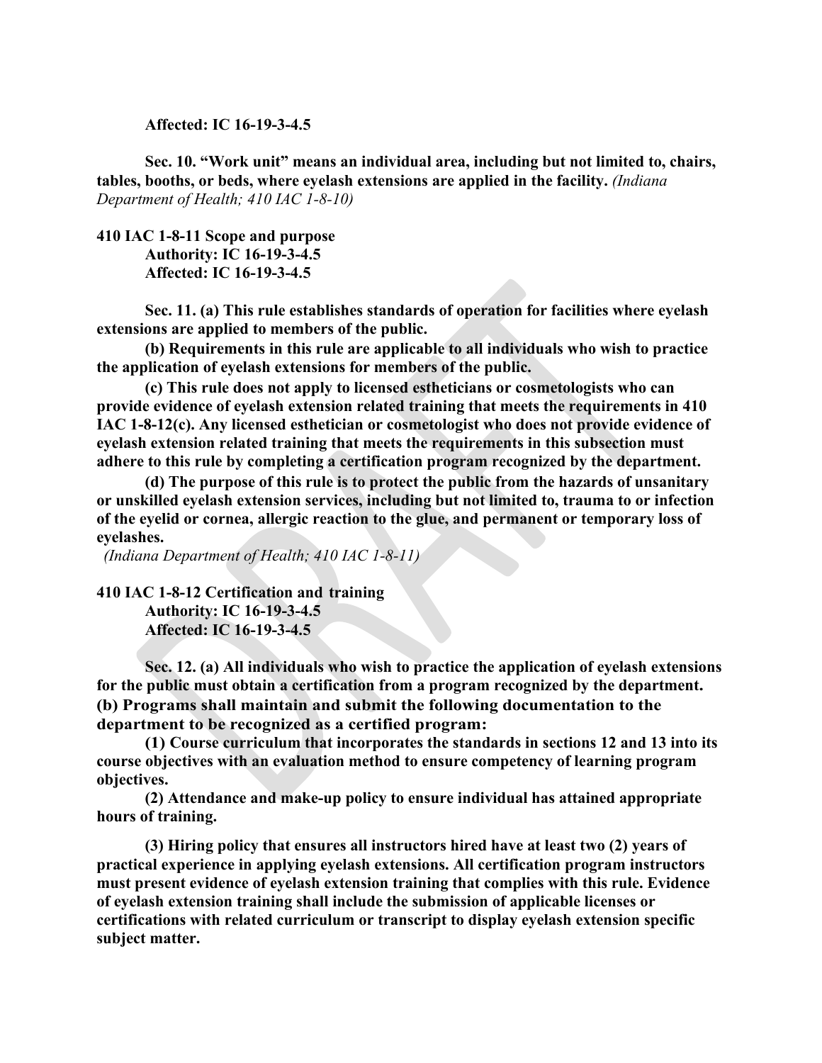**Affected: IC 16-19-3-4.5**

**Sec. 10. "Work unit" means an individual area, including but not limited to, chairs, tables, booths, or beds, where eyelash extensions are applied in the facility.** *(Indiana Department of Health; 410 IAC 1-8-10)*

**410 IAC 1-8-11 Scope and purpose**
**Authority: IC 16-19-3-4.5**
**Affected: IC 16-19-3-4.5**

**Sec. 11. (a) This rule establishes standards of operation for facilities where eyelash extensions are applied to members of the public.**

**(b) Requirements in this rule are applicable to all individuals who wish to practice the application of eyelash extensions for members of the public.**

**(c) This rule does not apply to licensed estheticians or cosmetologists who can provide evidence of eyelash extension related training that meets the requirements in 410 IAC 1-8-12(c). Any licensed esthetician or cosmetologist who does not provide evidence of eyelash extension related training that meets the requirements in this subsection must adhere to this rule by completing a certification program recognized by the department.**

**(d) The purpose of this rule is to protect the public from the hazards of unsanitary or unskilled eyelash extension services, including but not limited to, trauma to or infection of the eyelid or cornea, allergic reaction to the glue, and permanent or temporary loss of eyelashes.**
*(Indiana Department of Health; 410 IAC 1-8-11)*

**410 IAC 1-8-12 Certification and training**
**Authority: IC 16-19-3-4.5**
**Affected: IC 16-19-3-4.5**

**Sec. 12. (a) All individuals who wish to practice the application of eyelash extensions for the public must obtain a certification from a program recognized by the department.**
**(b) Programs shall maintain and submit the following documentation to the department to be recognized as a certified program:**

**(1) Course curriculum that incorporates the standards in sections 12 and 13 into its course objectives with an evaluation method to ensure competency of learning program objectives.**

**(2) Attendance and make-up policy to ensure individual has attained appropriate hours of training.**

**(3) Hiring policy that ensures all instructors hired have at least two (2) years of practical experience in applying eyelash extensions. All certification program instructors must present evidence of eyelash extension training that complies with this rule. Evidence of eyelash extension training shall include the submission of applicable licenses or certifications with related curriculum or transcript to display eyelash extension specific subject matter.**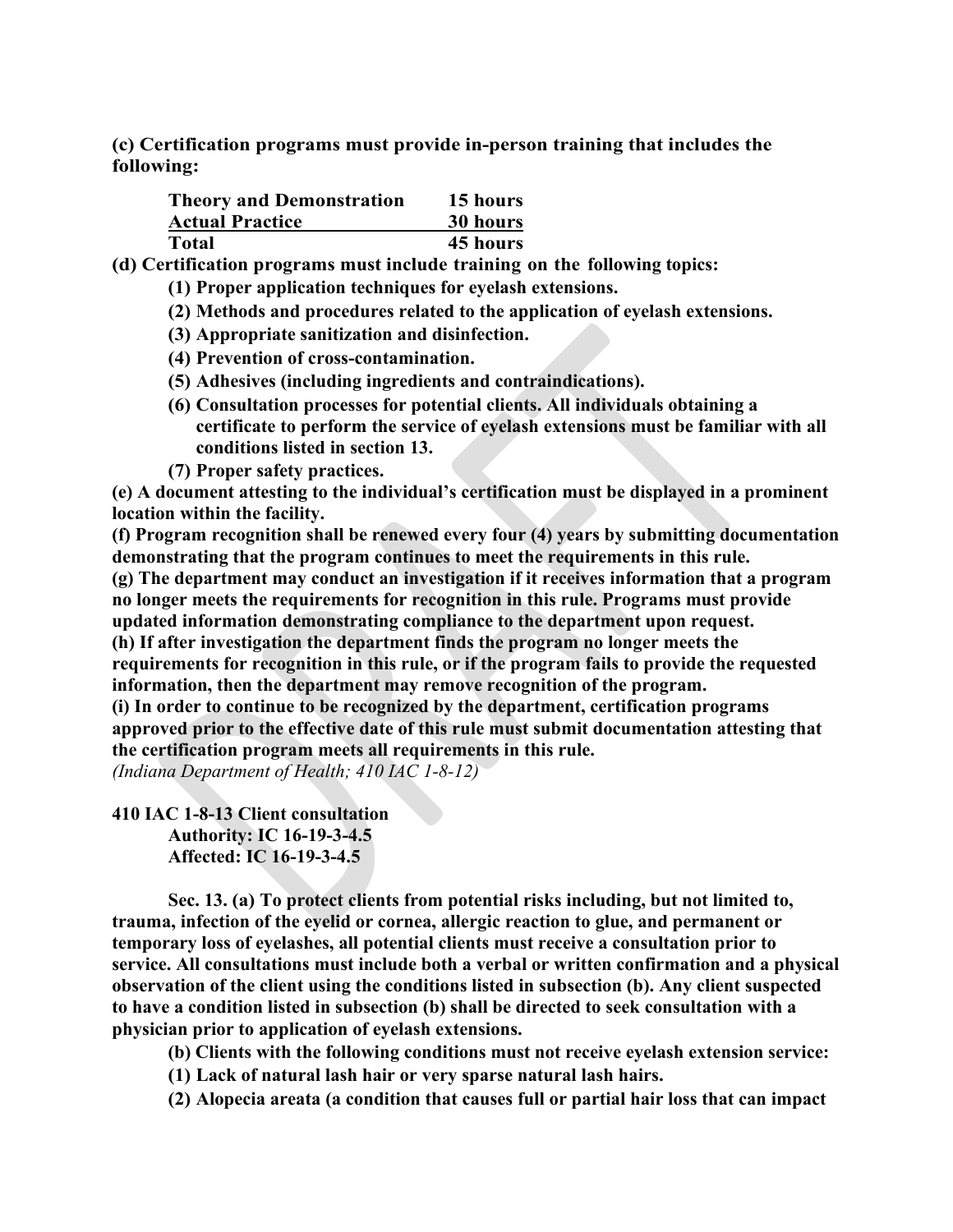**(c) Certification programs must provide in-person training that includes the following:**

| **Theory and Demonstration** | **15 hours** |
| --- | --- |
| **Actual Practice** | **30 hours** |
| **Total** | **45 hours** |

**(d) Certification programs must include training on the following topics:**

**(1) Proper application techniques for eyelash extensions.**

**(2) Methods and procedures related to the application of eyelash extensions.**

**(3) Appropriate sanitization and disinfection.**

**(4) Prevention of cross-contamination.**

**(5) Adhesives (including ingredients and contraindications).**

**(6) Consultation processes for potential clients. All individuals obtaining a certificate to perform the service of eyelash extensions must be familiar with all conditions listed in section 13.**

**(7) Proper safety practices.**

**(e) A document attesting to the individual's certification must be displayed in a prominent location within the facility.**

**(f) Program recognition shall be renewed every four (4) years by submitting documentation demonstrating that the program continues to meet the requirements in this rule.**

**(g) The department may conduct an investigation if it receives information that a program no longer meets the requirements for recognition in this rule. Programs must provide updated information demonstrating compliance to the department upon request.**

**(h) If after investigation the department finds the program no longer meets the requirements for recognition in this rule, or if the program fails to provide the requested information, then the department may remove recognition of the program.**

**(i) In order to continue to be recognized by the department, certification programs approved prior to the effective date of this rule must submit documentation attesting that the certification program meets all requirements in this rule.**

*(Indiana Department of Health; 410 IAC 1-8-12)*

**410 IAC 1-8-13 Client consultation**

**Authority: IC 16-19-3-4.5**
**Affected: IC 16-19-3-4.5**

**Sec. 13. (a) To protect clients from potential risks including, but not limited to, trauma, infection of the eyelid or cornea, allergic reaction to glue, and permanent or temporary loss of eyelashes, all potential clients must receive a consultation prior to service. All consultations must include both a verbal or written confirmation and a physical observation of the client using the conditions listed in subsection (b). Any client suspected to have a condition listed in subsection (b) shall be directed to seek consultation with a physician prior to application of eyelash extensions.**

**(b) Clients with the following conditions must not receive eyelash extension service:**

**(1) Lack of natural lash hair or very sparse natural lash hairs.**

**(2) Alopecia areata (a condition that causes full or partial hair loss that can impact**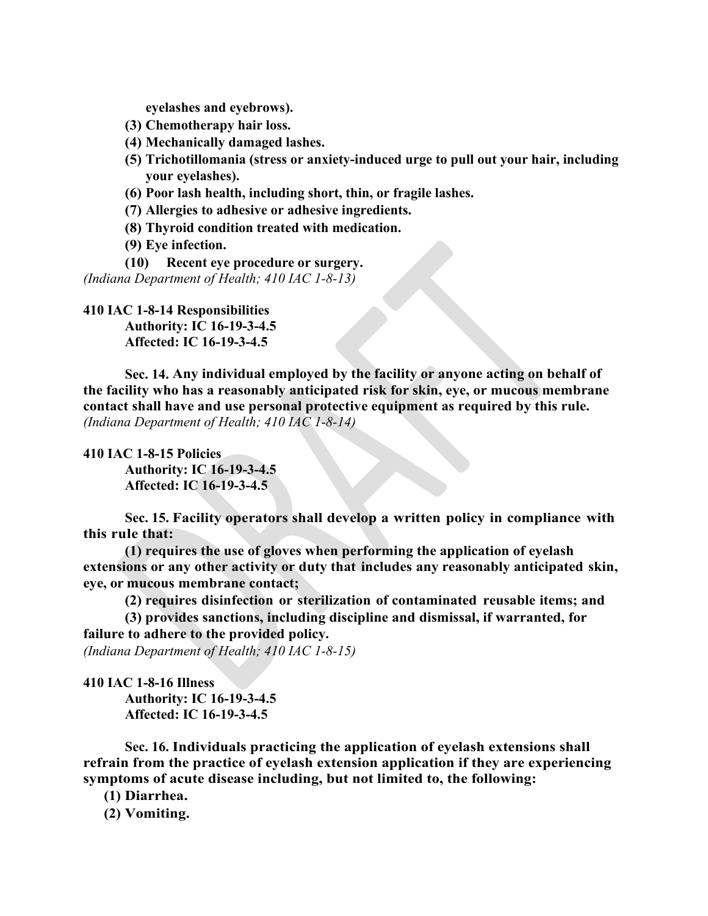**eyelashes and eyebrows).**

**(3) Chemotherapy hair loss.**

**(4) Mechanically damaged lashes.**

**(5) Trichotillomania (stress or anxiety-induced urge to pull out your hair, including your eyelashes).**

**(6) Poor lash health, including short, thin, or fragile lashes.**

**(7) Allergies to adhesive or adhesive ingredients.**

**(8) Thyroid condition treated with medication.**

**(9) Eye infection.**

**(10) Recent eye procedure or surgery.**

*(Indiana Department of Health; 410 IAC 1-8-13)*

**410 IAC 1-8-14 Responsibilities**

**Authority: IC 16-19-3-4.5**
**Affected: IC 16-19-3-4.5**

**Sec. 14. Any individual employed by the facility or anyone acting on behalf of the facility who has a reasonably anticipated risk for skin, eye, or mucous membrane contact shall have and use personal protective equipment as required by this rule.**
*(Indiana Department of Health; 410 IAC 1-8-14)*

**410 IAC 1-8-15 Policies**

**Authority: IC 16-19-3-4.5**
**Affected: IC 16-19-3-4.5**

**Sec. 15. Facility operators shall develop a written policy in compliance with this rule that:**

**(1) requires the use of gloves when performing the application of eyelash extensions or any other activity or duty that includes any reasonably anticipated skin, eye, or mucous membrane contact;**

**(2) requires disinfection or sterilization of contaminated reusable items; and**

**(3) provides sanctions, including discipline and dismissal, if warranted, for failure to adhere to the provided policy.**
*(Indiana Department of Health; 410 IAC 1-8-15)*

**410 IAC 1-8-16 Illness**

**Authority: IC 16-19-3-4.5**
**Affected: IC 16-19-3-4.5**

**Sec. 16. Individuals practicing the application of eyelash extensions shall refrain from the practice of eyelash extension application if they are experiencing symptoms of acute disease including, but not limited to, the following:**

**(1) Diarrhea.**

**(2) Vomiting.**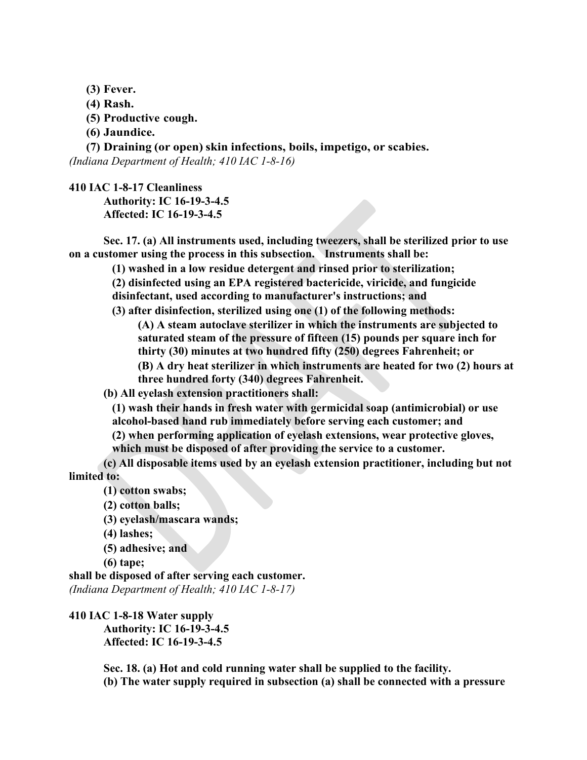**(3) Fever.**

**(4) Rash.**

**(5) Productive cough.**

**(6) Jaundice.**

**(7) Draining (or open) skin infections, boils, impetigo, or scabies.**

*(Indiana Department of Health; 410 IAC 1-8-16)*

**410 IAC 1-8-17 Cleanliness**

**Authority: IC 16-19-3-4.5**
**Affected: IC 16-19-3-4.5**

**Sec. 17. (a) All instruments used, including tweezers, shall be sterilized prior to use on a customer using the process in this subsection. Instruments shall be:**

**(1) washed in a low residue detergent and rinsed prior to sterilization;**

**(2) disinfected using an EPA registered bactericide, viricide, and fungicide disinfectant, used according to manufacturer's instructions; and**

**(3) after disinfection, sterilized using one (1) of the following methods:**

**(A) A steam autoclave sterilizer in which the instruments are subjected to saturated steam of the pressure of fifteen (15) pounds per square inch for thirty (30) minutes at two hundred fifty (250) degrees Fahrenheit; or**

**(B) A dry heat sterilizer in which instruments are heated for two (2) hours at three hundred forty (340) degrees Fahrenheit.**

**(b) All eyelash extension practitioners shall:**

**(1) wash their hands in fresh water with germicidal soap (antimicrobial) or use alcohol-based hand rub immediately before serving each customer; and**

**(2) when performing application of eyelash extensions, wear protective gloves, which must be disposed of after providing the service to a customer.**

**(c) All disposable items used by an eyelash extension practitioner, including but not limited to:**

**(1) cotton swabs;**

**(2) cotton balls;**

**(3) eyelash/mascara wands;**

**(4) lashes;**

**(5) adhesive; and**

**(6) tape;**

**shall be disposed of after serving each customer.**

*(Indiana Department of Health; 410 IAC 1-8-17)*

**410 IAC 1-8-18 Water supply**

**Authority: IC 16-19-3-4.5**
**Affected: IC 16-19-3-4.5**

**Sec. 18. (a) Hot and cold running water shall be supplied to the facility.**

**(b) The water supply required in subsection (a) shall be connected with a pressure**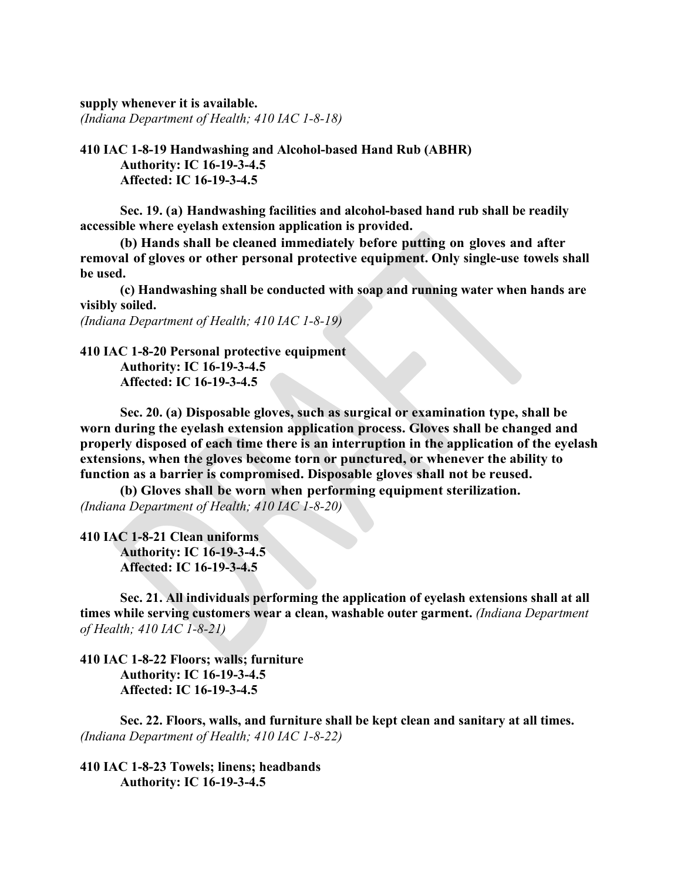**supply whenever it is available.**
*(Indiana Department of Health; 410 IAC 1-8-18)*

**410 IAC 1-8-19 Handwashing and Alcohol-based Hand Rub (ABHR)**
**Authority: IC 16-19-3-4.5**
**Affected: IC 16-19-3-4.5**

**Sec. 19. (a) Handwashing facilities and alcohol-based hand rub shall be readily accessible where eyelash extension application is provided.**

**(b) Hands shall be cleaned immediately before putting on gloves and after removal of gloves or other personal protective equipment. Only single-use towels shall be used.**

**(c) Handwashing shall be conducted with soap and running water when hands are visibly soiled.**
*(Indiana Department of Health; 410 IAC 1-8-19)*

**410 IAC 1-8-20 Personal protective equipment**
**Authority: IC 16-19-3-4.5**
**Affected: IC 16-19-3-4.5**

**Sec. 20. (a) Disposable gloves, such as surgical or examination type, shall be worn during the eyelash extension application process. Gloves shall be changed and properly disposed of each time there is an interruption in the application of the eyelash extensions, when the gloves become torn or punctured, or whenever the ability to function as a barrier is compromised. Disposable gloves shall not be reused.**

**(b) Gloves shall be worn when performing equipment sterilization.**
*(Indiana Department of Health; 410 IAC 1-8-20)*

**410 IAC 1-8-21 Clean uniforms**
**Authority: IC 16-19-3-4.5**
**Affected: IC 16-19-3-4.5**

**Sec. 21. All individuals performing the application of eyelash extensions shall at all times while serving customers wear a clean, washable outer garment.** *(Indiana Department of Health; 410 IAC 1-8-21)*

**410 IAC 1-8-22 Floors; walls; furniture**
**Authority: IC 16-19-3-4.5**
**Affected: IC 16-19-3-4.5**

**Sec. 22. Floors, walls, and furniture shall be kept clean and sanitary at all times.**
*(Indiana Department of Health; 410 IAC 1-8-22)*

**410 IAC 1-8-23 Towels; linens; headbands**
**Authority: IC 16-19-3-4.5**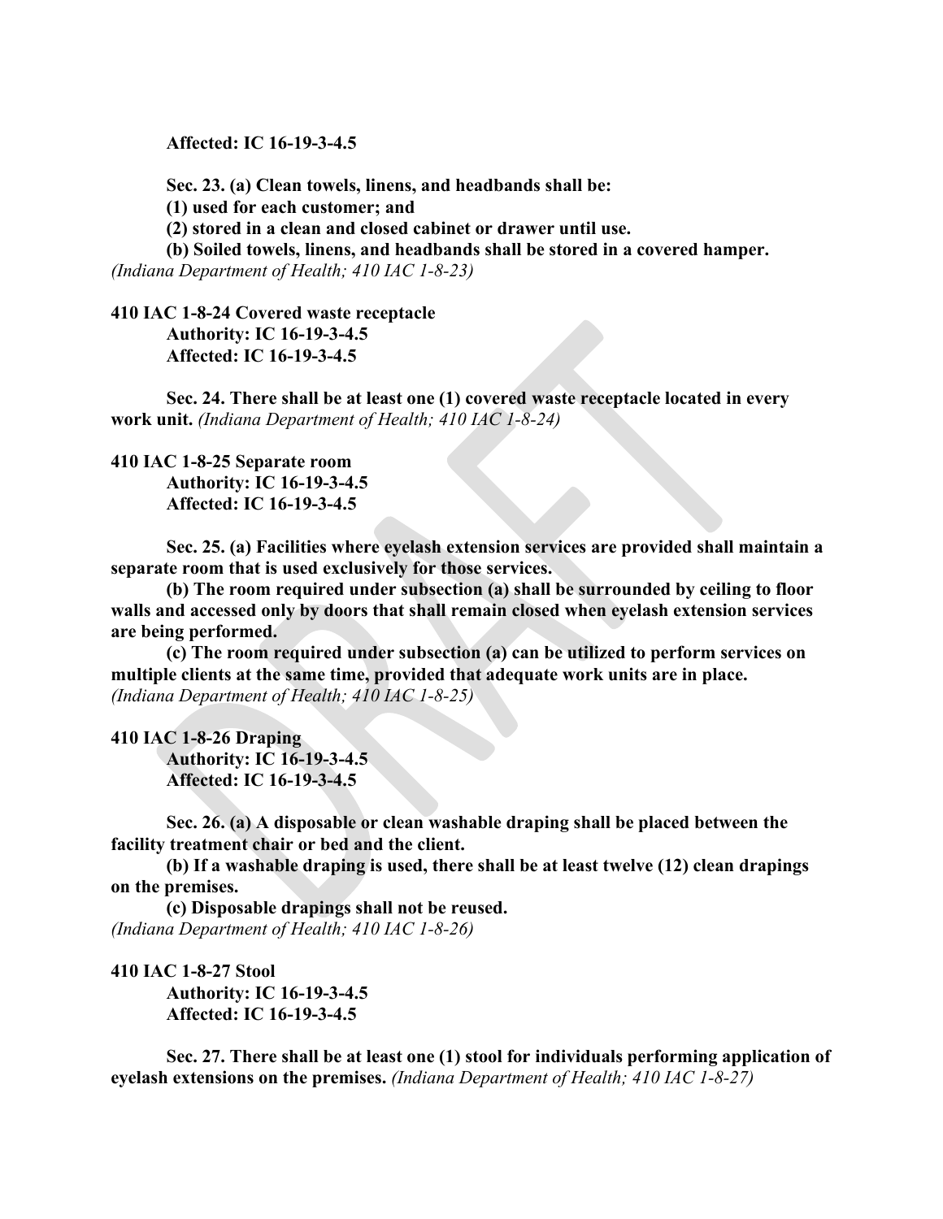**Affected: IC 16-19-3-4.5**

**Sec. 23. (a) Clean towels, linens, and headbands shall be:**

**(1) used for each customer; and**

**(2) stored in a clean and closed cabinet or drawer until use.**

**(b) Soiled towels, linens, and headbands shall be stored in a covered hamper.** *(Indiana Department of Health; 410 IAC 1-8-23)*

**410 IAC 1-8-24 Covered waste receptacle**

**Authority: IC 16-19-3-4.5**
**Affected: IC 16-19-3-4.5**

**Sec. 24. There shall be at least one (1) covered waste receptacle located in every work unit.** *(Indiana Department of Health; 410 IAC 1-8-24)*

**410 IAC 1-8-25 Separate room**

**Authority: IC 16-19-3-4.5**
**Affected: IC 16-19-3-4.5**

**Sec. 25. (a) Facilities where eyelash extension services are provided shall maintain a separate room that is used exclusively for those services.**

**(b) The room required under subsection (a) shall be surrounded by ceiling to floor walls and accessed only by doors that shall remain closed when eyelash extension services are being performed.**

**(c) The room required under subsection (a) can be utilized to perform services on multiple clients at the same time, provided that adequate work units are in place.** *(Indiana Department of Health; 410 IAC 1-8-25)*

**410 IAC 1-8-26 Draping**

**Authority: IC 16-19-3-4.5**
**Affected: IC 16-19-3-4.5**

**Sec. 26. (a) A disposable or clean washable draping shall be placed between the facility treatment chair or bed and the client.**

**(b) If a washable draping is used, there shall be at least twelve (12) clean drapings on the premises.**

**(c) Disposable drapings shall not be reused.** *(Indiana Department of Health; 410 IAC 1-8-26)*

**410 IAC 1-8-27 Stool**

**Authority: IC 16-19-3-4.5**
**Affected: IC 16-19-3-4.5**

**Sec. 27. There shall be at least one (1) stool for individuals performing application of eyelash extensions on the premises.** *(Indiana Department of Health; 410 IAC 1-8-27)*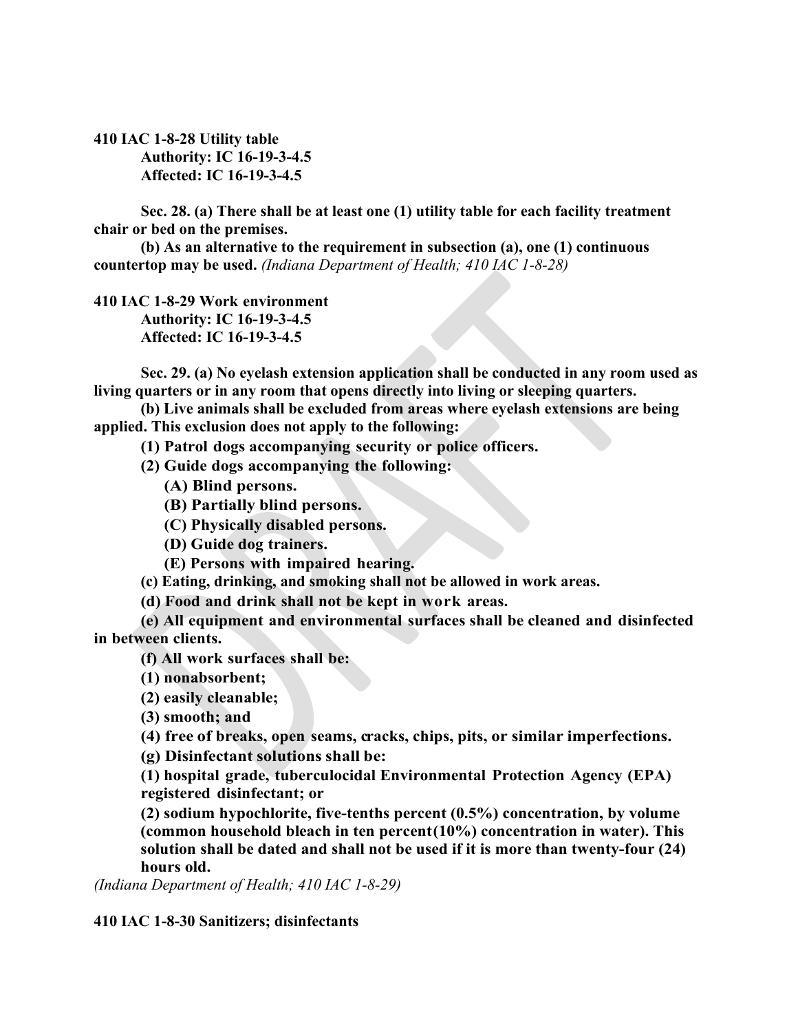**410 IAC 1-8-28 Utility table**

**Authority: IC 16-19-3-4.5**
**Affected: IC 16-19-3-4.5**

**Sec. 28. (a) There shall be at least one (1) utility table for each facility treatment chair or bed on the premises.**

**(b) As an alternative to the requirement in subsection (a), one (1) continuous countertop may be used.** *(Indiana Department of Health; 410 IAC 1-8-28)*

**410 IAC 1-8-29 Work environment**

**Authority: IC 16-19-3-4.5**
**Affected: IC 16-19-3-4.5**

**Sec. 29. (a) No eyelash extension application shall be conducted in any room used as living quarters or in any room that opens directly into living or sleeping quarters.**

**(b) Live animals shall be excluded from areas where eyelash extensions are being applied. This exclusion does not apply to the following:**

**(1) Patrol dogs accompanying security or police officers.**

**(2) Guide dogs accompanying the following:**

**(A) Blind persons.**

**(B) Partially blind persons.**

**(C) Physically disabled persons.**

**(D) Guide dog trainers.**

**(E) Persons with impaired hearing.**

**(c) Eating, drinking, and smoking shall not be allowed in work areas.**

**(d) Food and drink shall not be kept in work areas.**

**(e) All equipment and environmental surfaces shall be cleaned and disinfected in between clients.**

**(f) All work surfaces shall be:**

**(1) nonabsorbent;**

**(2) easily cleanable;**

**(3) smooth; and**

**(4) free of breaks, open seams, cracks, chips, pits, or similar imperfections.**

**(g) Disinfectant solutions shall be:**

**(1) hospital grade, tuberculocidal Environmental Protection Agency (EPA) registered disinfectant; or**

**(2) sodium hypochlorite, five-tenths percent (0.5%) concentration, by volume (common household bleach in ten percent(10%) concentration in water). This solution shall be dated and shall not be used if it is more than twenty-four (24) hours old.**

*(Indiana Department of Health; 410 IAC 1-8-29)*

**410 IAC 1-8-30 Sanitizers; disinfectants**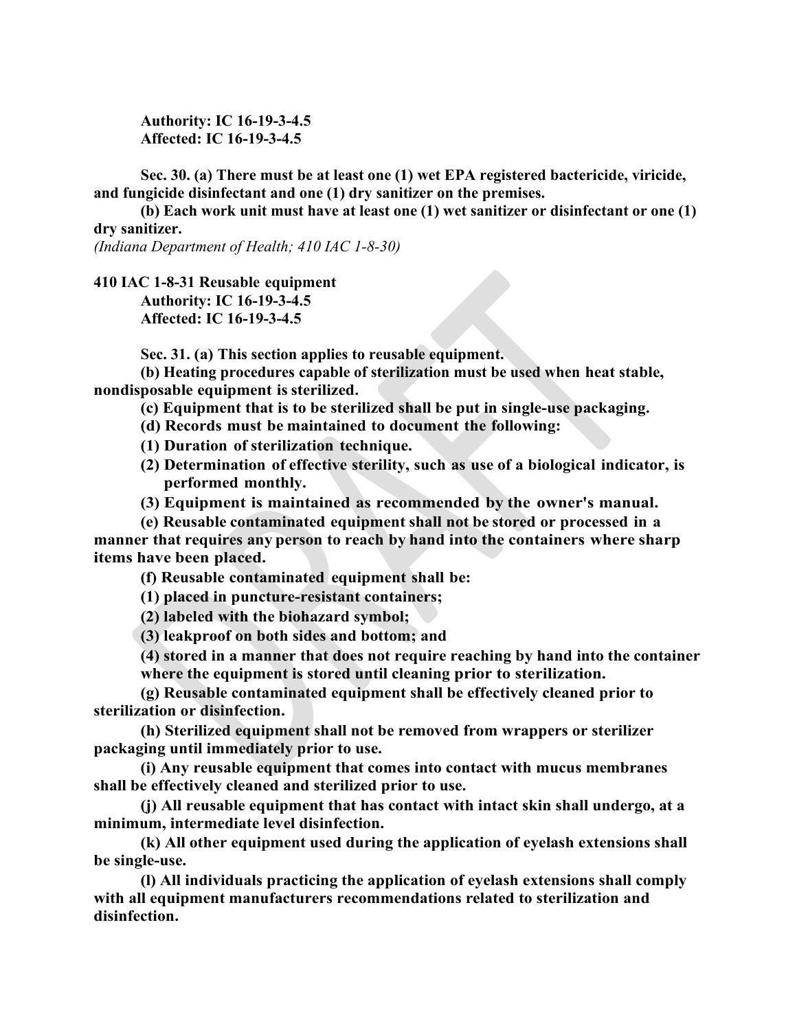**Authority: IC 16-19-3-4.5**
**Affected: IC 16-19-3-4.5**

**Sec. 30. (a) There must be at least one (1) wet EPA registered bactericide, viricide, and fungicide disinfectant and one (1) dry sanitizer on the premises.**

**(b) Each work unit must have at least one (1) wet sanitizer or disinfectant or one (1) dry sanitizer.**

*(Indiana Department of Health; 410 IAC 1-8-30)*

**410 IAC 1-8-31 Reusable equipment**
**Authority: IC 16-19-3-4.5**
**Affected: IC 16-19-3-4.5**

**Sec. 31. (a) This section applies to reusable equipment.**

**(b) Heating procedures capable of sterilization must be used when heat stable, nondisposable equipment is sterilized.**

**(c) Equipment that is to be sterilized shall be put in single-use packaging.**

**(d) Records must be maintained to document the following:**

**(1) Duration of sterilization technique.**

**(2) Determination of effective sterility, such as use of a biological indicator, is performed monthly.**

**(3) Equipment is maintained as recommended by the owner's manual.**

**(e) Reusable contaminated equipment shall not be stored or processed in a manner that requires any person to reach by hand into the containers where sharp items have been placed.**

**(f) Reusable contaminated equipment shall be:**

**(1) placed in puncture-resistant containers;**

**(2) labeled with the biohazard symbol;**

**(3) leakproof on both sides and bottom; and**

**(4) stored in a manner that does not require reaching by hand into the container where the equipment is stored until cleaning prior to sterilization.**

**(g) Reusable contaminated equipment shall be effectively cleaned prior to sterilization or disinfection.**

**(h) Sterilized equipment shall not be removed from wrappers or sterilizer packaging until immediately prior to use.**

**(i) Any reusable equipment that comes into contact with mucus membranes shall be effectively cleaned and sterilized prior to use.**

**(j) All reusable equipment that has contact with intact skin shall undergo, at a minimum, intermediate level disinfection.**

**(k) All other equipment used during the application of eyelash extensions shall be single-use.**

**(l) All individuals practicing the application of eyelash extensions shall comply with all equipment manufacturers recommendations related to sterilization and disinfection.**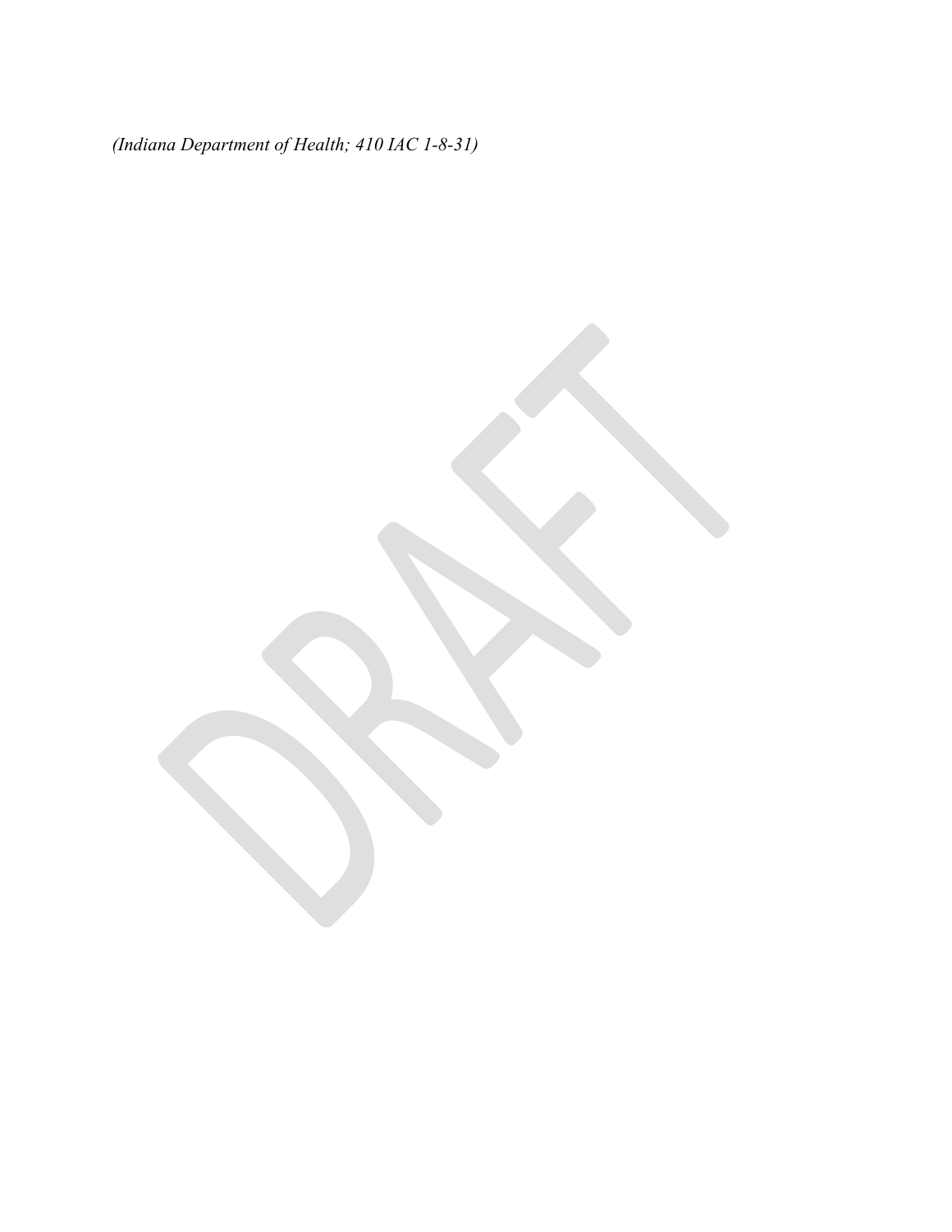*(Indiana Department of Health; 410 IAC 1-8-31)*